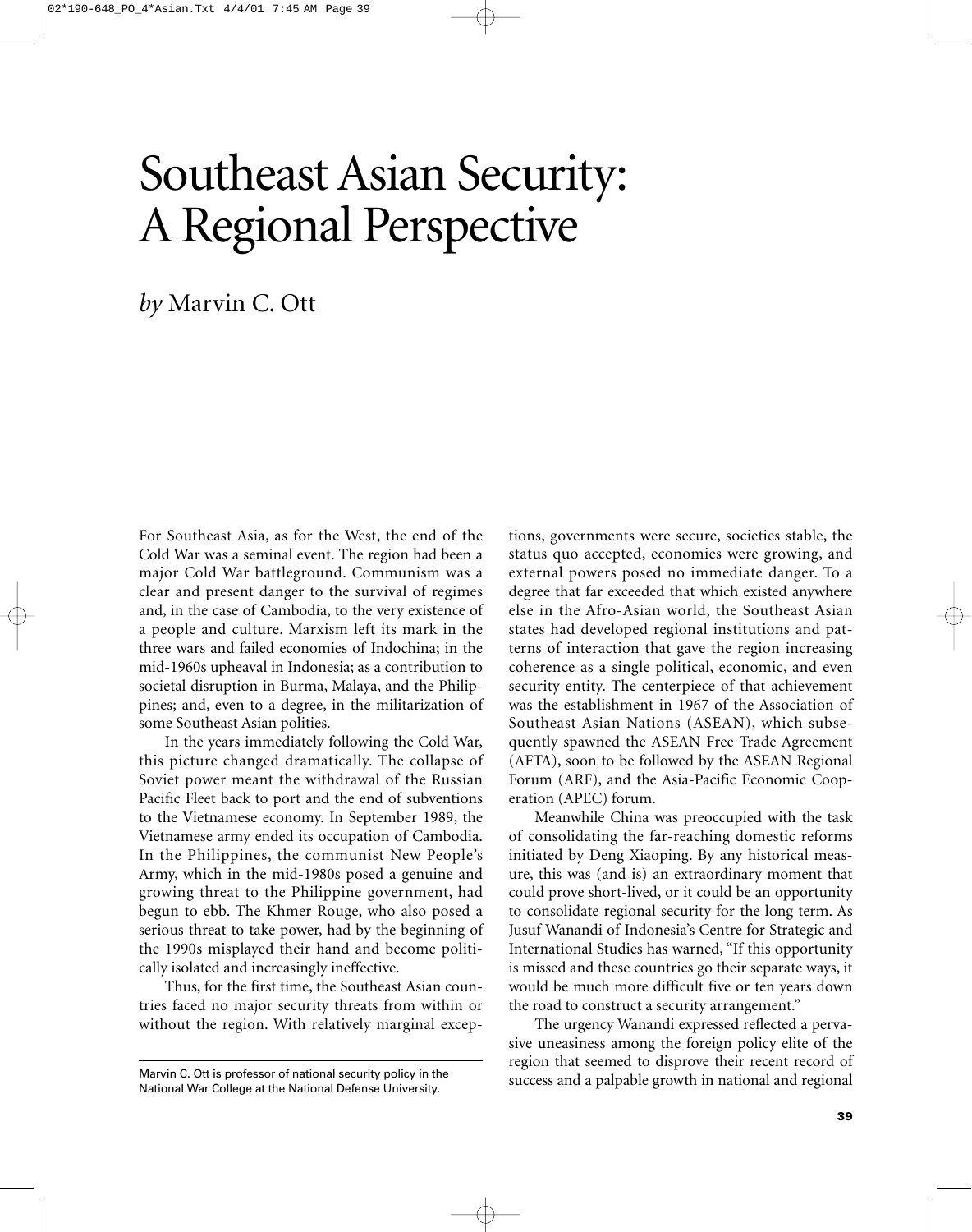# Southeast Asian Security: A Regional Perspective

*by* Marvin C. Ott

For Southeast Asia, as for the West, the end of the Cold War was a seminal event. The region had been a major Cold War battleground. Communism was a clear and present danger to the survival of regimes and, in the case of Cambodia, to the very existence of a people and culture. Marxism left its mark in the three wars and failed economies of Indochina; in the mid-1960s upheaval in Indonesia; as a contribution to societal disruption in Burma, Malaya, and the Philippines; and, even to a degree, in the militarization of some Southeast Asian polities.

In the years immediately following the Cold War, this picture changed dramatically. The collapse of Soviet power meant the withdrawal of the Russian Pacific Fleet back to port and the end of subventions to the Vietnamese economy. In September 1989, the Vietnamese army ended its occupation of Cambodia. In the Philippines, the communist New People's Army, which in the mid-1980s posed a genuine and growing threat to the Philippine government, had begun to ebb. The Khmer Rouge, who also posed a serious threat to take power, had by the beginning of the 1990s misplayed their hand and become politically isolated and increasingly ineffective.

Thus, for the first time, the Southeast Asian countries faced no major security threats from within or without the region. With relatively marginal exceptions, governments were secure, societies stable, the status quo accepted, economies were growing, and external powers posed no immediate danger. To a degree that far exceeded that which existed anywhere else in the Afro-Asian world, the Southeast Asian states had developed regional institutions and patterns of interaction that gave the region increasing coherence as a single political, economic, and even security entity. The centerpiece of that achievement was the establishment in 1967 of the Association of Southeast Asian Nations (ASEAN), which subsequently spawned the ASEAN Free Trade Agreement (AFTA), soon to be followed by the ASEAN Regional Forum (ARF), and the Asia-Pacific Economic Cooperation (APEC) forum.

Meanwhile China was preoccupied with the task of consolidating the far-reaching domestic reforms initiated by Deng Xiaoping. By any historical measure, this was (and is) an extraordinary moment that could prove short-lived, or it could be an opportunity to consolidate regional security for the long term. As Jusuf Wanandi of Indonesia's Centre for Strategic and International Studies has warned, "If this opportunity is missed and these countries go their separate ways, it would be much more difficult five or ten years down the road to construct a security arrangement."

The urgency Wanandi expressed reflected a pervasive uneasiness among the foreign policy elite of the region that seemed to disprove their recent record of success and a palpable growth in national and regional

---

Marvin C. Ott is professor of national security policy in the National War College at the National Defense University.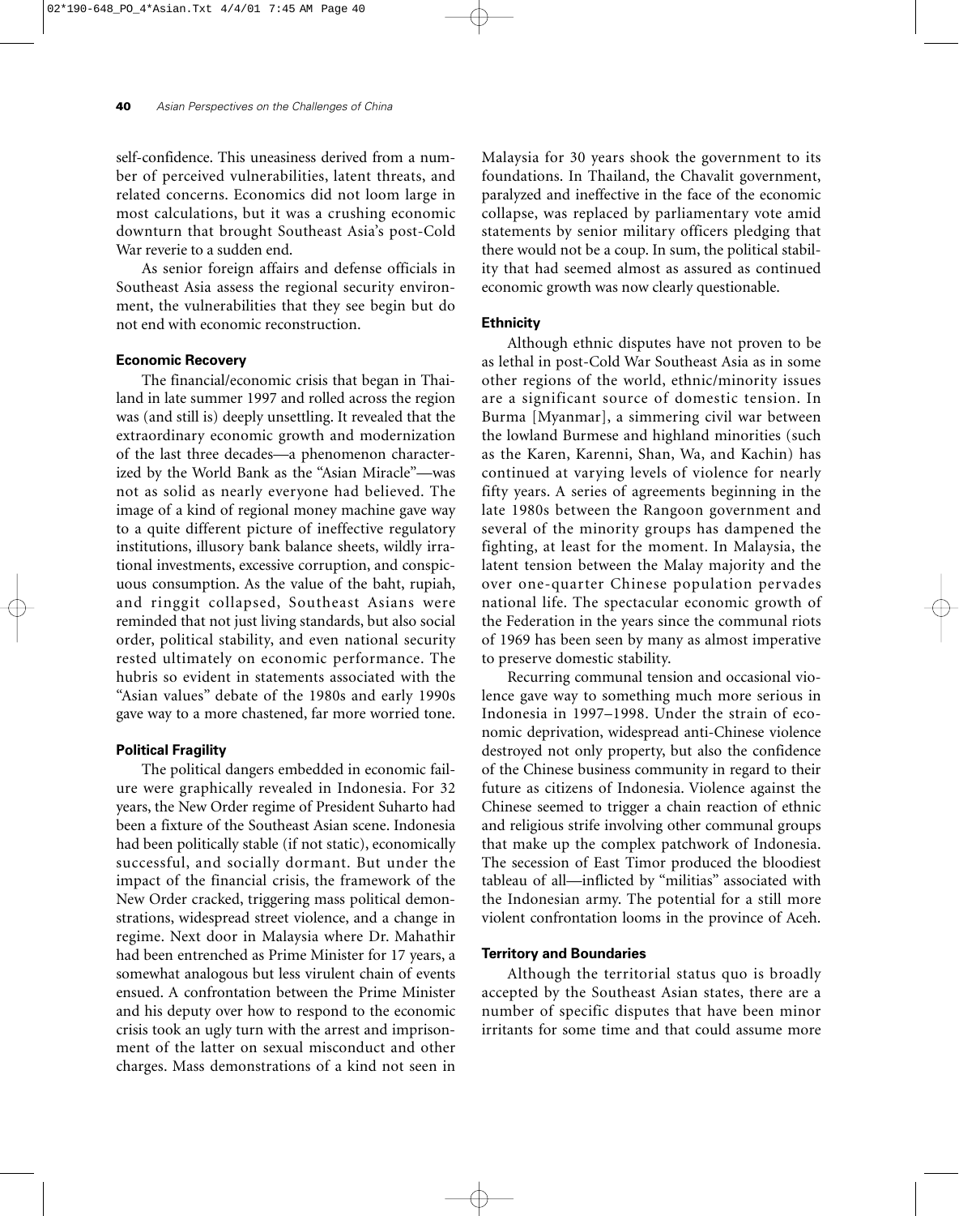self-confidence. This uneasiness derived from a number of perceived vulnerabilities, latent threats, and related concerns. Economics did not loom large in most calculations, but it was a crushing economic downturn that brought Southeast Asia's post-Cold War reverie to a sudden end.

As senior foreign affairs and defense officials in Southeast Asia assess the regional security environment, the vulnerabilities that they see begin but do not end with economic reconstruction.

### Economic Recovery

The financial/economic crisis that began in Thailand in late summer 1997 and rolled across the region was (and still is) deeply unsettling. It revealed that the extraordinary economic growth and modernization of the last three decades—a phenomenon characterized by the World Bank as the "Asian Miracle"—was not as solid as nearly everyone had believed. The image of a kind of regional money machine gave way to a quite different picture of ineffective regulatory institutions, illusory bank balance sheets, wildly irrational investments, excessive corruption, and conspicuous consumption. As the value of the baht, rupiah, and ringgit collapsed, Southeast Asians were reminded that not just living standards, but also social order, political stability, and even national security rested ultimately on economic performance. The hubris so evident in statements associated with the "Asian values" debate of the 1980s and early 1990s gave way to a more chastened, far more worried tone.

### Political Fragility

The political dangers embedded in economic failure were graphically revealed in Indonesia. For 32 years, the New Order regime of President Suharto had been a fixture of the Southeast Asian scene. Indonesia had been politically stable (if not static), economically successful, and socially dormant. But under the impact of the financial crisis, the framework of the New Order cracked, triggering mass political demonstrations, widespread street violence, and a change in regime. Next door in Malaysia where Dr. Mahathir had been entrenched as Prime Minister for 17 years, a somewhat analogous but less virulent chain of events ensued. A confrontation between the Prime Minister and his deputy over how to respond to the economic crisis took an ugly turn with the arrest and imprisonment of the latter on sexual misconduct and other charges. Mass demonstrations of a kind not seen in Malaysia for 30 years shook the government to its foundations. In Thailand, the Chavalit government, paralyzed and ineffective in the face of the economic collapse, was replaced by parliamentary vote amid statements by senior military officers pledging that there would not be a coup. In sum, the political stability that had seemed almost as assured as continued economic growth was now clearly questionable.

### Ethnicity

Although ethnic disputes have not proven to be as lethal in post-Cold War Southeast Asia as in some other regions of the world, ethnic/minority issues are a significant source of domestic tension. In Burma [Myanmar], a simmering civil war between the lowland Burmese and highland minorities (such as the Karen, Karenni, Shan, Wa, and Kachin) has continued at varying levels of violence for nearly fifty years. A series of agreements beginning in the late 1980s between the Rangoon government and several of the minority groups has dampened the fighting, at least for the moment. In Malaysia, the latent tension between the Malay majority and the over one-quarter Chinese population pervades national life. The spectacular economic growth of the Federation in the years since the communal riots of 1969 has been seen by many as almost imperative to preserve domestic stability.

Recurring communal tension and occasional violence gave way to something much more serious in Indonesia in 1997–1998. Under the strain of economic deprivation, widespread anti-Chinese violence destroyed not only property, but also the confidence of the Chinese business community in regard to their future as citizens of Indonesia. Violence against the Chinese seemed to trigger a chain reaction of ethnic and religious strife involving other communal groups that make up the complex patchwork of Indonesia. The secession of East Timor produced the bloodiest tableau of all—inflicted by "militias" associated with the Indonesian army. The potential for a still more violent confrontation looms in the province of Aceh.

### Territory and Boundaries

Although the territorial status quo is broadly accepted by the Southeast Asian states, there are a number of specific disputes that have been minor irritants for some time and that could assume more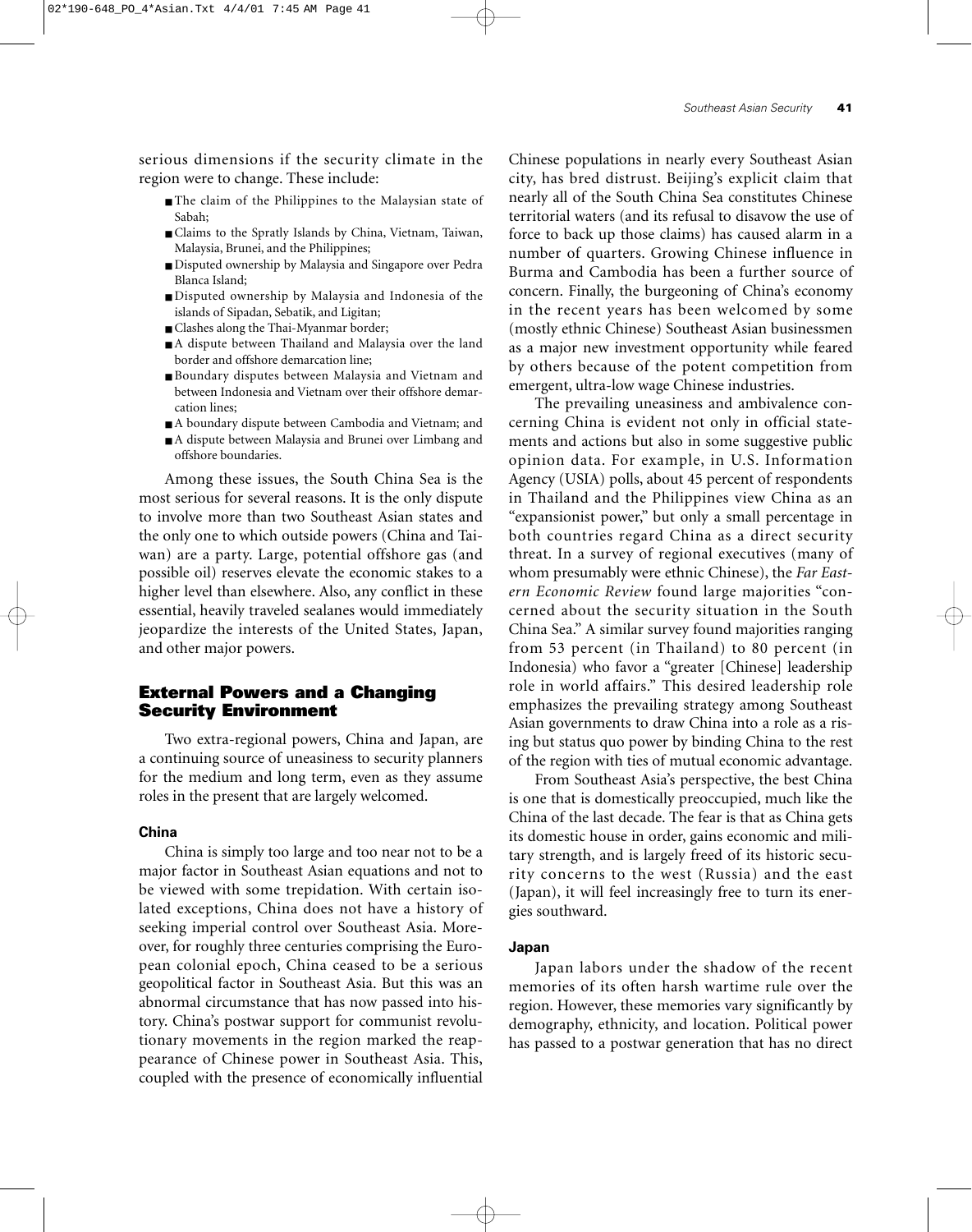serious dimensions if the security climate in the region were to change. These include:

- The claim of the Philippines to the Malaysian state of Sabah;
- Claims to the Spratly Islands by China, Vietnam, Taiwan, Malaysia, Brunei, and the Philippines;
- Disputed ownership by Malaysia and Singapore over Pedra Blanca Island;
- Disputed ownership by Malaysia and Indonesia of the islands of Sipadan, Sebatik, and Ligitan;
- Clashes along the Thai-Myanmar border;
- A dispute between Thailand and Malaysia over the land border and offshore demarcation line;
- Boundary disputes between Malaysia and Vietnam and between Indonesia and Vietnam over their offshore demarcation lines;
- A boundary dispute between Cambodia and Vietnam; and
- A dispute between Malaysia and Brunei over Limbang and offshore boundaries.

Among these issues, the South China Sea is the most serious for several reasons. It is the only dispute to involve more than two Southeast Asian states and the only one to which outside powers (China and Taiwan) are a party. Large, potential offshore gas (and possible oil) reserves elevate the economic stakes to a higher level than elsewhere. Also, any conflict in these essential, heavily traveled sealanes would immediately jeopardize the interests of the United States, Japan, and other major powers.

## External Powers and a Changing Security Environment

Two extra-regional powers, China and Japan, are a continuing source of uneasiness to security planners for the medium and long term, even as they assume roles in the present that are largely welcomed.

### China

China is simply too large and too near not to be a major factor in Southeast Asian equations and not to be viewed with some trepidation. With certain isolated exceptions, China does not have a history of seeking imperial control over Southeast Asia. Moreover, for roughly three centuries comprising the European colonial epoch, China ceased to be a serious geopolitical factor in Southeast Asia. But this was an abnormal circumstance that has now passed into history. China's postwar support for communist revolutionary movements in the region marked the reappearance of Chinese power in Southeast Asia. This, coupled with the presence of economically influential Chinese populations in nearly every Southeast Asian city, has bred distrust. Beijing's explicit claim that nearly all of the South China Sea constitutes Chinese territorial waters (and its refusal to disavow the use of force to back up those claims) has caused alarm in a number of quarters. Growing Chinese influence in Burma and Cambodia has been a further source of concern. Finally, the burgeoning of China's economy in the recent years has been welcomed by some (mostly ethnic Chinese) Southeast Asian businessmen as a major new investment opportunity while feared by others because of the potent competition from emergent, ultra-low wage Chinese industries.

The prevailing uneasiness and ambivalence concerning China is evident not only in official statements and actions but also in some suggestive public opinion data. For example, in U.S. Information Agency (USIA) polls, about 45 percent of respondents in Thailand and the Philippines view China as an "expansionist power," but only a small percentage in both countries regard China as a direct security threat. In a survey of regional executives (many of whom presumably were ethnic Chinese), the *Far Eastern Economic Review* found large majorities "concerned about the security situation in the South China Sea." A similar survey found majorities ranging from 53 percent (in Thailand) to 80 percent (in Indonesia) who favor a "greater [Chinese] leadership role in world affairs." This desired leadership role emphasizes the prevailing strategy among Southeast Asian governments to draw China into a role as a rising but status quo power by binding China to the rest of the region with ties of mutual economic advantage.

From Southeast Asia's perspective, the best China is one that is domestically preoccupied, much like the China of the last decade. The fear is that as China gets its domestic house in order, gains economic and military strength, and is largely freed of its historic security concerns to the west (Russia) and the east (Japan), it will feel increasingly free to turn its energies southward.

### Japan

Japan labors under the shadow of the recent memories of its often harsh wartime rule over the region. However, these memories vary significantly by demography, ethnicity, and location. Political power has passed to a postwar generation that has no direct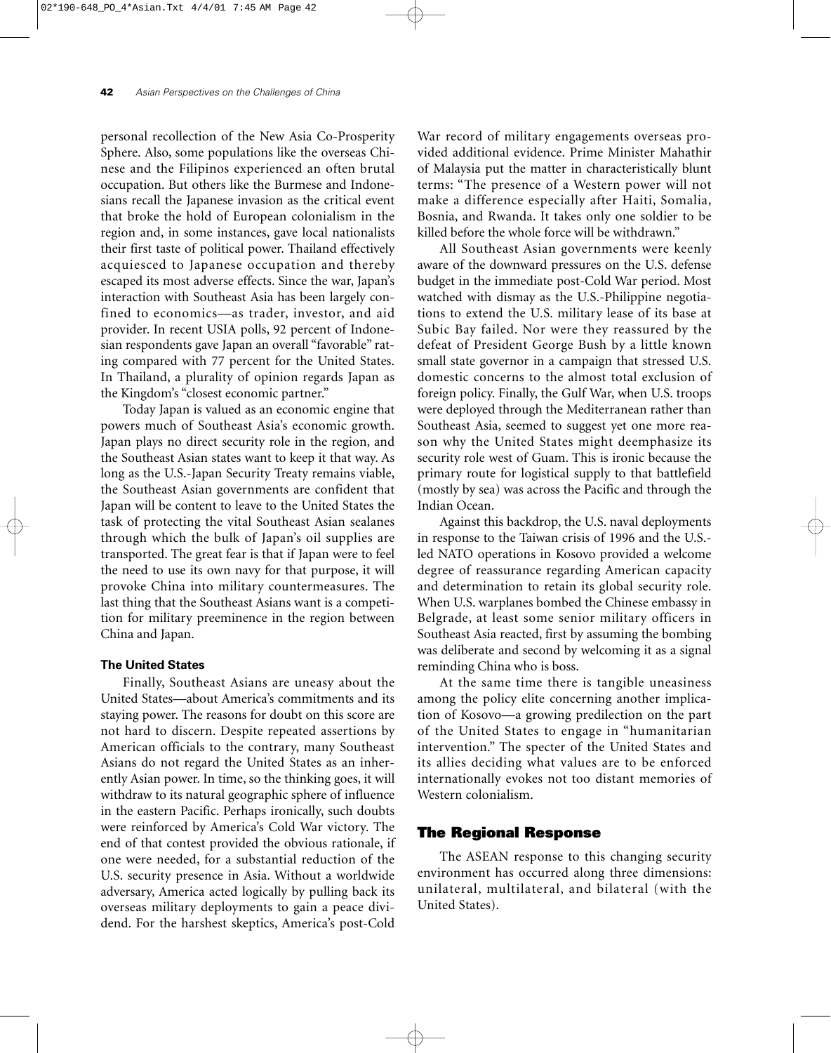personal recollection of the New Asia Co-Prosperity Sphere. Also, some populations like the overseas Chinese and the Filipinos experienced an often brutal occupation. But others like the Burmese and Indonesians recall the Japanese invasion as the critical event that broke the hold of European colonialism in the region and, in some instances, gave local nationalists their first taste of political power. Thailand effectively acquiesced to Japanese occupation and thereby escaped its most adverse effects. Since the war, Japan's interaction with Southeast Asia has been largely confined to economics—as trader, investor, and aid provider. In recent USIA polls, 92 percent of Indonesian respondents gave Japan an overall "favorable" rating compared with 77 percent for the United States. In Thailand, a plurality of opinion regards Japan as the Kingdom's "closest economic partner."

Today Japan is valued as an economic engine that powers much of Southeast Asia's economic growth. Japan plays no direct security role in the region, and the Southeast Asian states want to keep it that way. As long as the U.S.-Japan Security Treaty remains viable, the Southeast Asian governments are confident that Japan will be content to leave to the United States the task of protecting the vital Southeast Asian sealanes through which the bulk of Japan's oil supplies are transported. The great fear is that if Japan were to feel the need to use its own navy for that purpose, it will provoke China into military countermeasures. The last thing that the Southeast Asians want is a competition for military preeminence in the region between China and Japan.

### The United States

Finally, Southeast Asians are uneasy about the United States—about America's commitments and its staying power. The reasons for doubt on this score are not hard to discern. Despite repeated assertions by American officials to the contrary, many Southeast Asians do not regard the United States as an inherently Asian power. In time, so the thinking goes, it will withdraw to its natural geographic sphere of influence in the eastern Pacific. Perhaps ironically, such doubts were reinforced by America's Cold War victory. The end of that contest provided the obvious rationale, if one were needed, for a substantial reduction of the U.S. security presence in Asia. Without a worldwide adversary, America acted logically by pulling back its overseas military deployments to gain a peace dividend. For the harshest skeptics, America's post-Cold War record of military engagements overseas provided additional evidence. Prime Minister Mahathir of Malaysia put the matter in characteristically blunt terms: "The presence of a Western power will not make a difference especially after Haiti, Somalia, Bosnia, and Rwanda. It takes only one soldier to be killed before the whole force will be withdrawn."

All Southeast Asian governments were keenly aware of the downward pressures on the U.S. defense budget in the immediate post-Cold War period. Most watched with dismay as the U.S.-Philippine negotiations to extend the U.S. military lease of its base at Subic Bay failed. Nor were they reassured by the defeat of President George Bush by a little known small state governor in a campaign that stressed U.S. domestic concerns to the almost total exclusion of foreign policy. Finally, the Gulf War, when U.S. troops were deployed through the Mediterranean rather than Southeast Asia, seemed to suggest yet one more reason why the United States might deemphasize its security role west of Guam. This is ironic because the primary route for logistical supply to that battlefield (mostly by sea) was across the Pacific and through the Indian Ocean.

Against this backdrop, the U.S. naval deployments in response to the Taiwan crisis of 1996 and the U.S.-led NATO operations in Kosovo provided a welcome degree of reassurance regarding American capacity and determination to retain its global security role. When U.S. warplanes bombed the Chinese embassy in Belgrade, at least some senior military officers in Southeast Asia reacted, first by assuming the bombing was deliberate and second by welcoming it as a signal reminding China who is boss.

At the same time there is tangible uneasiness among the policy elite concerning another implication of Kosovo—a growing predilection on the part of the United States to engage in "humanitarian intervention." The specter of the United States and its allies deciding what values are to be enforced internationally evokes not too distant memories of Western colonialism.

## The Regional Response

The ASEAN response to this changing security environment has occurred along three dimensions: unilateral, multilateral, and bilateral (with the United States).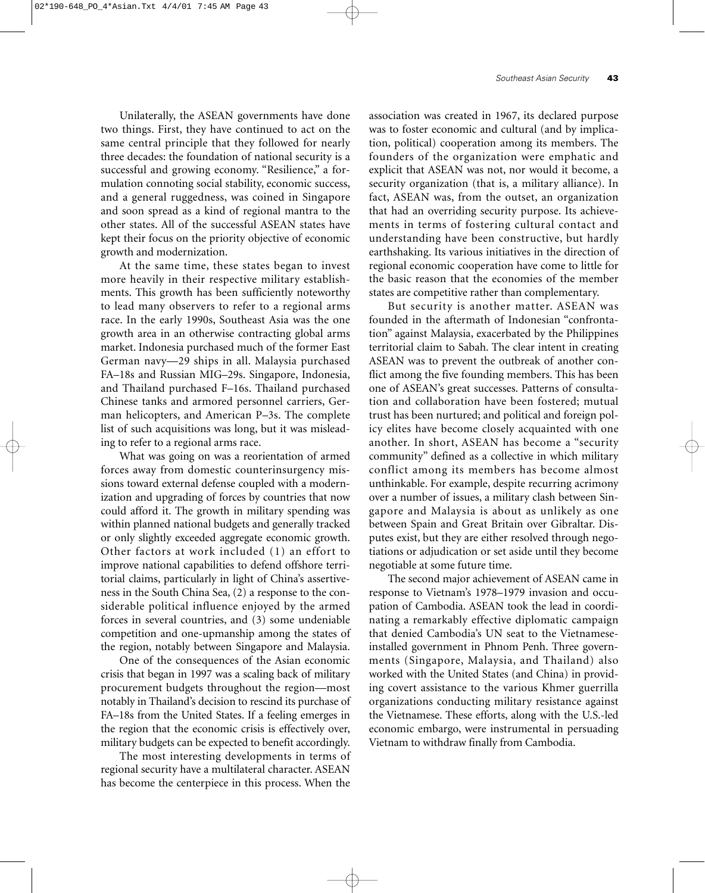Unilaterally, the ASEAN governments have done two things. First, they have continued to act on the same central principle that they followed for nearly three decades: the foundation of national security is a successful and growing economy. "Resilience," a formulation connoting social stability, economic success, and a general ruggedness, was coined in Singapore and soon spread as a kind of regional mantra to the other states. All of the successful ASEAN states have kept their focus on the priority objective of economic growth and modernization.

At the same time, these states began to invest more heavily in their respective military establishments. This growth has been sufficiently noteworthy to lead many observers to refer to a regional arms race. In the early 1990s, Southeast Asia was the one growth area in an otherwise contracting global arms market. Indonesia purchased much of the former East German navy—29 ships in all. Malaysia purchased FA–18s and Russian MIG–29s. Singapore, Indonesia, and Thailand purchased F–16s. Thailand purchased Chinese tanks and armored personnel carriers, German helicopters, and American P–3s. The complete list of such acquisitions was long, but it was misleading to refer to a regional arms race.

What was going on was a reorientation of armed forces away from domestic counterinsurgency missions toward external defense coupled with a modernization and upgrading of forces by countries that now could afford it. The growth in military spending was within planned national budgets and generally tracked or only slightly exceeded aggregate economic growth. Other factors at work included (1) an effort to improve national capabilities to defend offshore territorial claims, particularly in light of China's assertiveness in the South China Sea, (2) a response to the considerable political influence enjoyed by the armed forces in several countries, and (3) some undeniable competition and one-upmanship among the states of the region, notably between Singapore and Malaysia.

One of the consequences of the Asian economic crisis that began in 1997 was a scaling back of military procurement budgets throughout the region—most notably in Thailand's decision to rescind its purchase of FA–18s from the United States. If a feeling emerges in the region that the economic crisis is effectively over, military budgets can be expected to benefit accordingly.

The most interesting developments in terms of regional security have a multilateral character. ASEAN has become the centerpiece in this process. When the association was created in 1967, its declared purpose was to foster economic and cultural (and by implication, political) cooperation among its members. The founders of the organization were emphatic and explicit that ASEAN was not, nor would it become, a security organization (that is, a military alliance). In fact, ASEAN was, from the outset, an organization that had an overriding security purpose. Its achievements in terms of fostering cultural contact and understanding have been constructive, but hardly earthshaking. Its various initiatives in the direction of regional economic cooperation have come to little for the basic reason that the economies of the member states are competitive rather than complementary.

But security is another matter. ASEAN was founded in the aftermath of Indonesian "confrontation" against Malaysia, exacerbated by the Philippines territorial claim to Sabah. The clear intent in creating ASEAN was to prevent the outbreak of another conflict among the five founding members. This has been one of ASEAN's great successes. Patterns of consultation and collaboration have been fostered; mutual trust has been nurtured; and political and foreign policy elites have become closely acquainted with one another. In short, ASEAN has become a "security community" defined as a collective in which military conflict among its members has become almost unthinkable. For example, despite recurring acrimony over a number of issues, a military clash between Singapore and Malaysia is about as unlikely as one between Spain and Great Britain over Gibraltar. Disputes exist, but they are either resolved through negotiations or adjudication or set aside until they become negotiable at some future time.

The second major achievement of ASEAN came in response to Vietnam's 1978–1979 invasion and occupation of Cambodia. ASEAN took the lead in coordinating a remarkably effective diplomatic campaign that denied Cambodia's UN seat to the Vietnamese-installed government in Phnom Penh. Three governments (Singapore, Malaysia, and Thailand) also worked with the United States (and China) in providing covert assistance to the various Khmer guerrilla organizations conducting military resistance against the Vietnamese. These efforts, along with the U.S.-led economic embargo, were instrumental in persuading Vietnam to withdraw finally from Cambodia.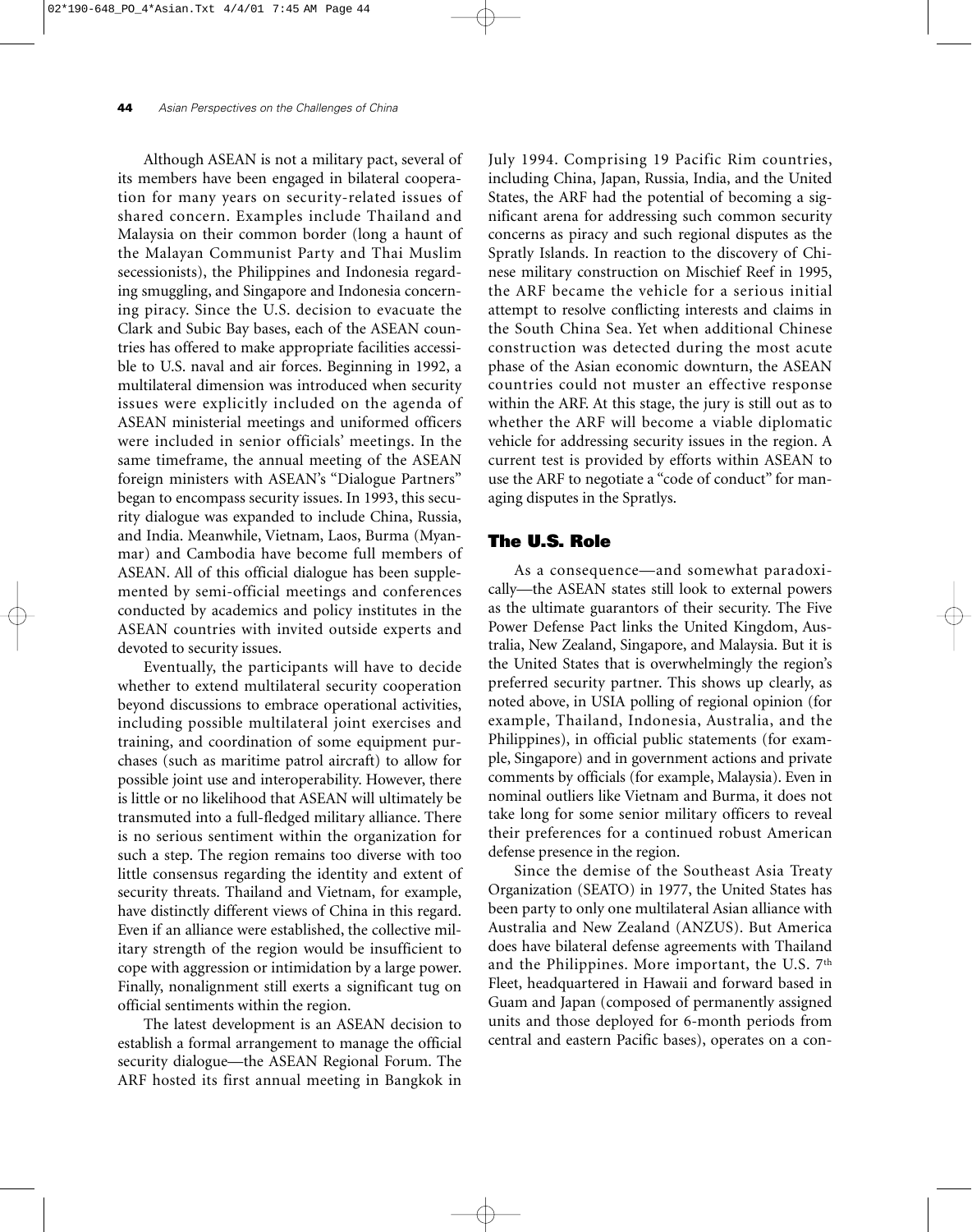Although ASEAN is not a military pact, several of its members have been engaged in bilateral cooperation for many years on security-related issues of shared concern. Examples include Thailand and Malaysia on their common border (long a haunt of the Malayan Communist Party and Thai Muslim secessionists), the Philippines and Indonesia regarding smuggling, and Singapore and Indonesia concerning piracy. Since the U.S. decision to evacuate the Clark and Subic Bay bases, each of the ASEAN countries has offered to make appropriate facilities accessible to U.S. naval and air forces. Beginning in 1992, a multilateral dimension was introduced when security issues were explicitly included on the agenda of ASEAN ministerial meetings and uniformed officers were included in senior officials' meetings. In the same timeframe, the annual meeting of the ASEAN foreign ministers with ASEAN's "Dialogue Partners" began to encompass security issues. In 1993, this security dialogue was expanded to include China, Russia, and India. Meanwhile, Vietnam, Laos, Burma (Myanmar) and Cambodia have become full members of ASEAN. All of this official dialogue has been supplemented by semi-official meetings and conferences conducted by academics and policy institutes in the ASEAN countries with invited outside experts and devoted to security issues.

Eventually, the participants will have to decide whether to extend multilateral security cooperation beyond discussions to embrace operational activities, including possible multilateral joint exercises and training, and coordination of some equipment purchases (such as maritime patrol aircraft) to allow for possible joint use and interoperability. However, there is little or no likelihood that ASEAN will ultimately be transmuted into a full-fledged military alliance. There is no serious sentiment within the organization for such a step. The region remains too diverse with too little consensus regarding the identity and extent of security threats. Thailand and Vietnam, for example, have distinctly different views of China in this regard. Even if an alliance were established, the collective military strength of the region would be insufficient to cope with aggression or intimidation by a large power. Finally, nonalignment still exerts a significant tug on official sentiments within the region.

The latest development is an ASEAN decision to establish a formal arrangement to manage the official security dialogue—the ASEAN Regional Forum. The ARF hosted its first annual meeting in Bangkok in July 1994. Comprising 19 Pacific Rim countries, including China, Japan, Russia, India, and the United States, the ARF had the potential of becoming a significant arena for addressing such common security concerns as piracy and such regional disputes as the Spratly Islands. In reaction to the discovery of Chinese military construction on Mischief Reef in 1995, the ARF became the vehicle for a serious initial attempt to resolve conflicting interests and claims in the South China Sea. Yet when additional Chinese construction was detected during the most acute phase of the Asian economic downturn, the ASEAN countries could not muster an effective response within the ARF. At this stage, the jury is still out as to whether the ARF will become a viable diplomatic vehicle for addressing security issues in the region. A current test is provided by efforts within ASEAN to use the ARF to negotiate a "code of conduct" for managing disputes in the Spratlys.

## The U.S. Role

As a consequence—and somewhat paradoxically—the ASEAN states still look to external powers as the ultimate guarantors of their security. The Five Power Defense Pact links the United Kingdom, Australia, New Zealand, Singapore, and Malaysia. But it is the United States that is overwhelmingly the region's preferred security partner. This shows up clearly, as noted above, in USIA polling of regional opinion (for example, Thailand, Indonesia, Australia, and the Philippines), in official public statements (for example, Singapore) and in government actions and private comments by officials (for example, Malaysia). Even in nominal outliers like Vietnam and Burma, it does not take long for some senior military officers to reveal their preferences for a continued robust American defense presence in the region.

Since the demise of the Southeast Asia Treaty Organization (SEATO) in 1977, the United States has been party to only one multilateral Asian alliance with Australia and New Zealand (ANZUS). But America does have bilateral defense agreements with Thailand and the Philippines. More important, the U.S. 7th Fleet, headquartered in Hawaii and forward based in Guam and Japan (composed of permanently assigned units and those deployed for 6-month periods from central and eastern Pacific bases), operates on a con-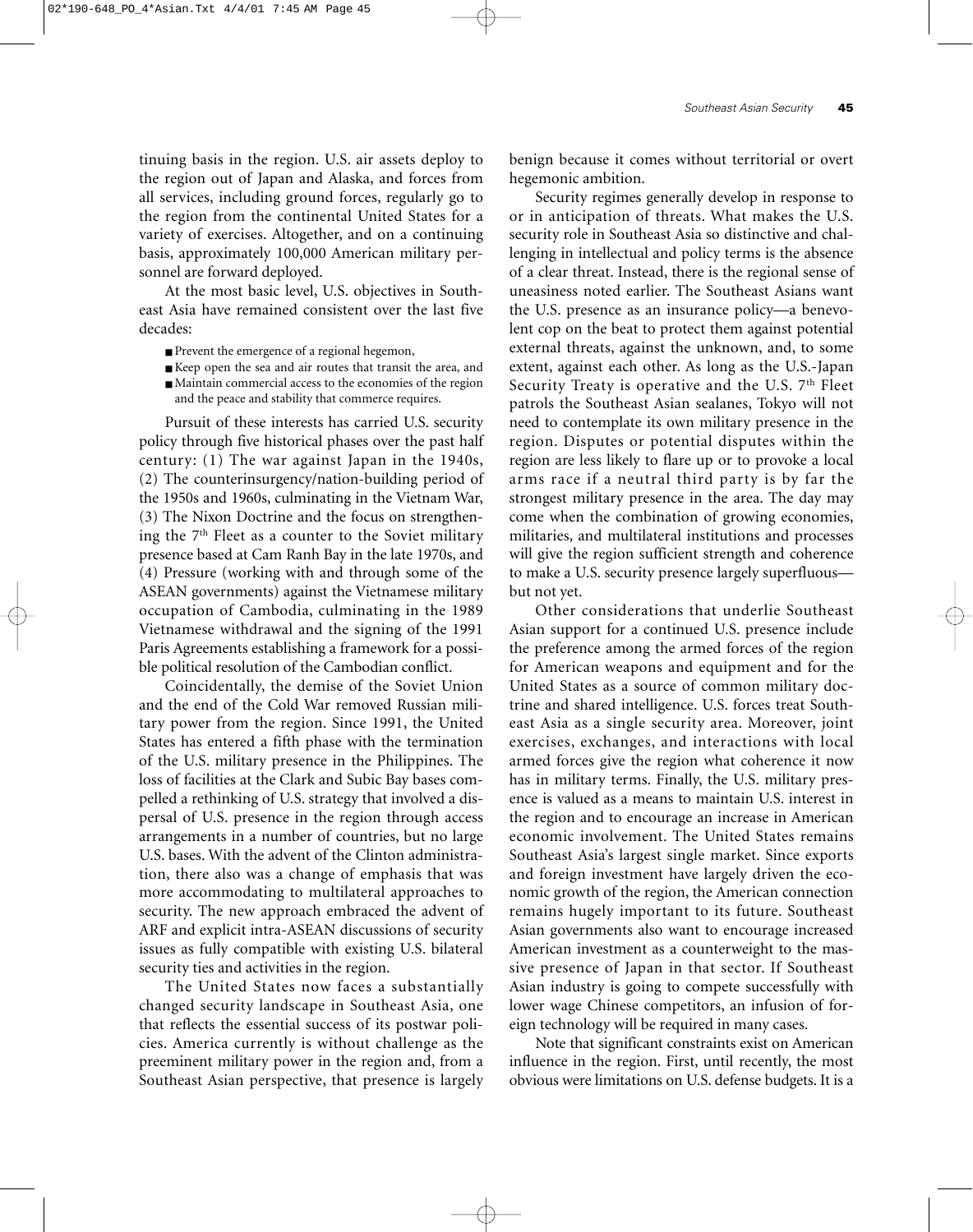tinuing basis in the region. U.S. air assets deploy to the region out of Japan and Alaska, and forces from all services, including ground forces, regularly go to the region from the continental United States for a variety of exercises. Altogether, and on a continuing basis, approximately 100,000 American military personnel are forward deployed.

At the most basic level, U.S. objectives in Southeast Asia have remained consistent over the last five decades:

- Prevent the emergence of a regional hegemon,
- Keep open the sea and air routes that transit the area, and
- Maintain commercial access to the economies of the region and the peace and stability that commerce requires.

Pursuit of these interests has carried U.S. security policy through five historical phases over the past half century: (1) The war against Japan in the 1940s, (2) The counterinsurgency/nation-building period of the 1950s and 1960s, culminating in the Vietnam War, (3) The Nixon Doctrine and the focus on strengthening the 7th Fleet as a counter to the Soviet military presence based at Cam Ranh Bay in the late 1970s, and (4) Pressure (working with and through some of the ASEAN governments) against the Vietnamese military occupation of Cambodia, culminating in the 1989 Vietnamese withdrawal and the signing of the 1991 Paris Agreements establishing a framework for a possible political resolution of the Cambodian conflict.

Coincidentally, the demise of the Soviet Union and the end of the Cold War removed Russian military power from the region. Since 1991, the United States has entered a fifth phase with the termination of the U.S. military presence in the Philippines. The loss of facilities at the Clark and Subic Bay bases compelled a rethinking of U.S. strategy that involved a dispersal of U.S. presence in the region through access arrangements in a number of countries, but no large U.S. bases. With the advent of the Clinton administration, there also was a change of emphasis that was more accommodating to multilateral approaches to security. The new approach embraced the advent of ARF and explicit intra-ASEAN discussions of security issues as fully compatible with existing U.S. bilateral security ties and activities in the region.

The United States now faces a substantially changed security landscape in Southeast Asia, one that reflects the essential success of its postwar policies. America currently is without challenge as the preeminent military power in the region and, from a Southeast Asian perspective, that presence is largely benign because it comes without territorial or overt hegemonic ambition.

Security regimes generally develop in response to or in anticipation of threats. What makes the U.S. security role in Southeast Asia so distinctive and challenging in intellectual and policy terms is the absence of a clear threat. Instead, there is the regional sense of uneasiness noted earlier. The Southeast Asians want the U.S. presence as an insurance policy—a benevolent cop on the beat to protect them against potential external threats, against the unknown, and, to some extent, against each other. As long as the U.S.-Japan Security Treaty is operative and the U.S. 7th Fleet patrols the Southeast Asian sealanes, Tokyo will not need to contemplate its own military presence in the region. Disputes or potential disputes within the region are less likely to flare up or to provoke a local arms race if a neutral third party is by far the strongest military presence in the area. The day may come when the combination of growing economies, militaries, and multilateral institutions and processes will give the region sufficient strength and coherence to make a U.S. security presence largely superfluous—but not yet.

Other considerations that underlie Southeast Asian support for a continued U.S. presence include the preference among the armed forces of the region for American weapons and equipment and for the United States as a source of common military doctrine and shared intelligence. U.S. forces treat Southeast Asia as a single security area. Moreover, joint exercises, exchanges, and interactions with local armed forces give the region what coherence it now has in military terms. Finally, the U.S. military presence is valued as a means to maintain U.S. interest in the region and to encourage an increase in American economic involvement. The United States remains Southeast Asia's largest single market. Since exports and foreign investment have largely driven the economic growth of the region, the American connection remains hugely important to its future. Southeast Asian governments also want to encourage increased American investment as a counterweight to the massive presence of Japan in that sector. If Southeast Asian industry is going to compete successfully with lower wage Chinese competitors, an infusion of foreign technology will be required in many cases.

Note that significant constraints exist on American influence in the region. First, until recently, the most obvious were limitations on U.S. defense budgets. It is a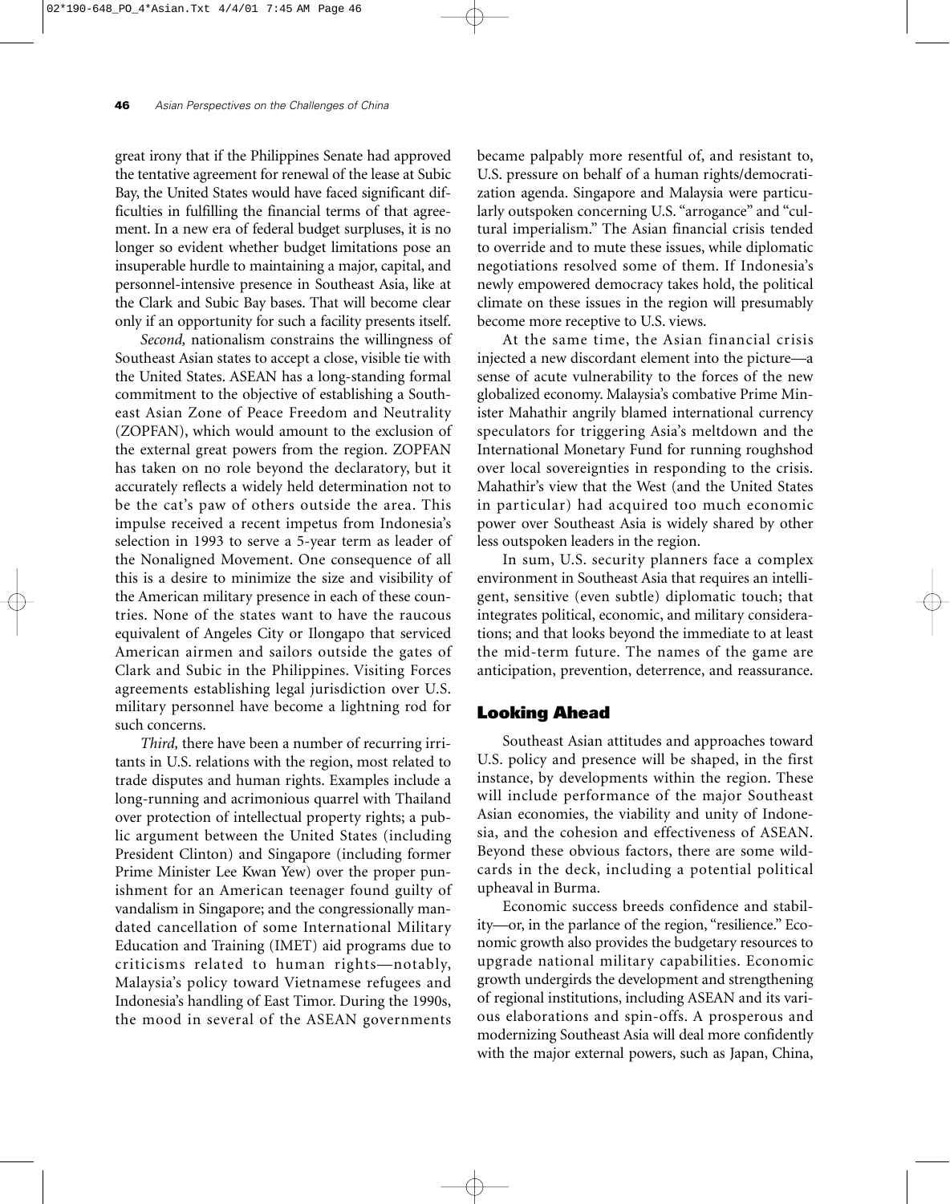great irony that if the Philippines Senate had approved the tentative agreement for renewal of the lease at Subic Bay, the United States would have faced significant difficulties in fulfilling the financial terms of that agreement. In a new era of federal budget surpluses, it is no longer so evident whether budget limitations pose an insuperable hurdle to maintaining a major, capital, and personnel-intensive presence in Southeast Asia, like at the Clark and Subic Bay bases. That will become clear only if an opportunity for such a facility presents itself.

*Second,* nationalism constrains the willingness of Southeast Asian states to accept a close, visible tie with the United States. ASEAN has a long-standing formal commitment to the objective of establishing a Southeast Asian Zone of Peace Freedom and Neutrality (ZOPFAN), which would amount to the exclusion of the external great powers from the region. ZOPFAN has taken on no role beyond the declaratory, but it accurately reflects a widely held determination not to be the cat's paw of others outside the area. This impulse received a recent impetus from Indonesia's selection in 1993 to serve a 5-year term as leader of the Nonaligned Movement. One consequence of all this is a desire to minimize the size and visibility of the American military presence in each of these countries. None of the states want to have the raucous equivalent of Angeles City or Ilongapo that serviced American airmen and sailors outside the gates of Clark and Subic in the Philippines. Visiting Forces agreements establishing legal jurisdiction over U.S. military personnel have become a lightning rod for such concerns.

*Third,* there have been a number of recurring irritants in U.S. relations with the region, most related to trade disputes and human rights. Examples include a long-running and acrimonious quarrel with Thailand over protection of intellectual property rights; a public argument between the United States (including President Clinton) and Singapore (including former Prime Minister Lee Kwan Yew) over the proper punishment for an American teenager found guilty of vandalism in Singapore; and the congressionally mandated cancellation of some International Military Education and Training (IMET) aid programs due to criticisms related to human rights—notably, Malaysia's policy toward Vietnamese refugees and Indonesia's handling of East Timor. During the 1990s, the mood in several of the ASEAN governments became palpably more resentful of, and resistant to, U.S. pressure on behalf of a human rights/democratization agenda. Singapore and Malaysia were particularly outspoken concerning U.S. "arrogance" and "cultural imperialism." The Asian financial crisis tended to override and to mute these issues, while diplomatic negotiations resolved some of them. If Indonesia's newly empowered democracy takes hold, the political climate on these issues in the region will presumably become more receptive to U.S. views.

At the same time, the Asian financial crisis injected a new discordant element into the picture—a sense of acute vulnerability to the forces of the new globalized economy. Malaysia's combative Prime Minister Mahathir angrily blamed international currency speculators for triggering Asia's meltdown and the International Monetary Fund for running roughshod over local sovereignties in responding to the crisis. Mahathir's view that the West (and the United States in particular) had acquired too much economic power over Southeast Asia is widely shared by other less outspoken leaders in the region.

In sum, U.S. security planners face a complex environment in Southeast Asia that requires an intelligent, sensitive (even subtle) diplomatic touch; that integrates political, economic, and military considerations; and that looks beyond the immediate to at least the mid-term future. The names of the game are anticipation, prevention, deterrence, and reassurance.

## Looking Ahead

Southeast Asian attitudes and approaches toward U.S. policy and presence will be shaped, in the first instance, by developments within the region. These will include performance of the major Southeast Asian economies, the viability and unity of Indonesia, and the cohesion and effectiveness of ASEAN. Beyond these obvious factors, there are some wildcards in the deck, including a potential political upheaval in Burma.

Economic success breeds confidence and stability—or, in the parlance of the region, "resilience." Economic growth also provides the budgetary resources to upgrade national military capabilities. Economic growth undergirds the development and strengthening of regional institutions, including ASEAN and its various elaborations and spin-offs. A prosperous and modernizing Southeast Asia will deal more confidently with the major external powers, such as Japan, China,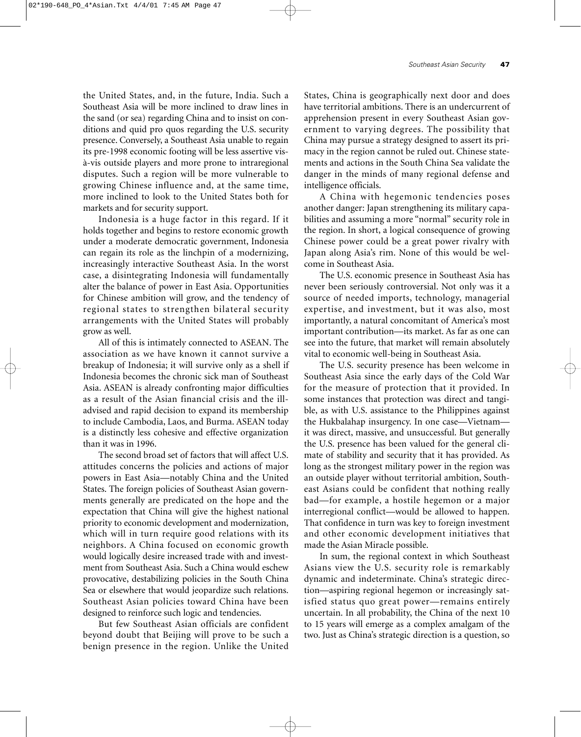the United States, and, in the future, India. Such a Southeast Asia will be more inclined to draw lines in the sand (or sea) regarding China and to insist on conditions and quid pro quos regarding the U.S. security presence. Conversely, a Southeast Asia unable to regain its pre-1998 economic footing will be less assertive vis-à-vis outside players and more prone to intraregional disputes. Such a region will be more vulnerable to growing Chinese influence and, at the same time, more inclined to look to the United States both for markets and for security support.

Indonesia is a huge factor in this regard. If it holds together and begins to restore economic growth under a moderate democratic government, Indonesia can regain its role as the linchpin of a modernizing, increasingly interactive Southeast Asia. In the worst case, a disintegrating Indonesia will fundamentally alter the balance of power in East Asia. Opportunities for Chinese ambition will grow, and the tendency of regional states to strengthen bilateral security arrangements with the United States will probably grow as well.

All of this is intimately connected to ASEAN. The association as we have known it cannot survive a breakup of Indonesia; it will survive only as a shell if Indonesia becomes the chronic sick man of Southeast Asia. ASEAN is already confronting major difficulties as a result of the Asian financial crisis and the ill-advised and rapid decision to expand its membership to include Cambodia, Laos, and Burma. ASEAN today is a distinctly less cohesive and effective organization than it was in 1996.

The second broad set of factors that will affect U.S. attitudes concerns the policies and actions of major powers in East Asia—notably China and the United States. The foreign policies of Southeast Asian governments generally are predicated on the hope and the expectation that China will give the highest national priority to economic development and modernization, which will in turn require good relations with its neighbors. A China focused on economic growth would logically desire increased trade with and investment from Southeast Asia. Such a China would eschew provocative, destabilizing policies in the South China Sea or elsewhere that would jeopardize such relations. Southeast Asian policies toward China have been designed to reinforce such logic and tendencies.

But few Southeast Asian officials are confident beyond doubt that Beijing will prove to be such a benign presence in the region. Unlike the United States, China is geographically next door and does have territorial ambitions. There is an undercurrent of apprehension present in every Southeast Asian government to varying degrees. The possibility that China may pursue a strategy designed to assert its primacy in the region cannot be ruled out. Chinese statements and actions in the South China Sea validate the danger in the minds of many regional defense and intelligence officials.

A China with hegemonic tendencies poses another danger: Japan strengthening its military capabilities and assuming a more "normal" security role in the region. In short, a logical consequence of growing Chinese power could be a great power rivalry with Japan along Asia's rim. None of this would be welcome in Southeast Asia.

The U.S. economic presence in Southeast Asia has never been seriously controversial. Not only was it a source of needed imports, technology, managerial expertise, and investment, but it was also, most importantly, a natural concomitant of America's most important contribution—its market. As far as one can see into the future, that market will remain absolutely vital to economic well-being in Southeast Asia.

The U.S. security presence has been welcome in Southeast Asia since the early days of the Cold War for the measure of protection that it provided. In some instances that protection was direct and tangible, as with U.S. assistance to the Philippines against the Hukbalahap insurgency. In one case—Vietnam—it was direct, massive, and unsuccessful. But generally the U.S. presence has been valued for the general climate of stability and security that it has provided. As long as the strongest military power in the region was an outside player without territorial ambition, Southeast Asians could be confident that nothing really bad—for example, a hostile hegemon or a major interregional conflict—would be allowed to happen. That confidence in turn was key to foreign investment and other economic development initiatives that made the Asian Miracle possible.

In sum, the regional context in which Southeast Asians view the U.S. security role is remarkably dynamic and indeterminate. China's strategic direction—aspiring regional hegemon or increasingly satisfied status quo great power—remains entirely uncertain. In all probability, the China of the next 10 to 15 years will emerge as a complex amalgam of the two. Just as China's strategic direction is a question, so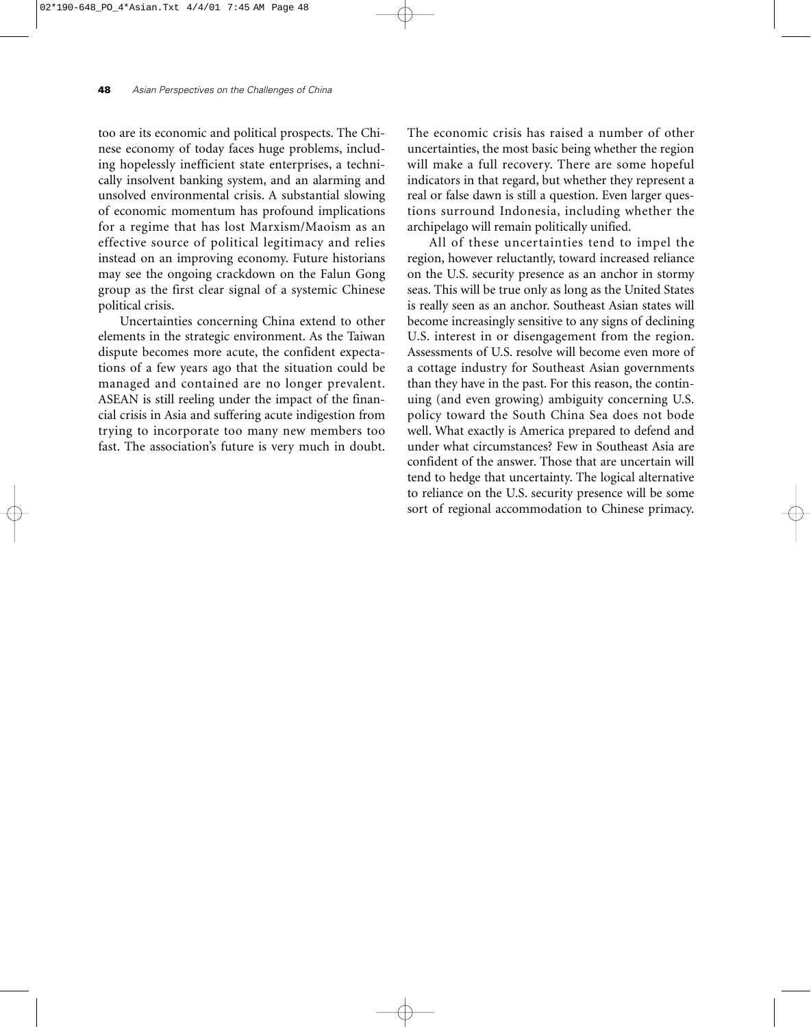too are its economic and political prospects. The Chinese economy of today faces huge problems, including hopelessly inefficient state enterprises, a technically insolvent banking system, and an alarming and unsolved environmental crisis. A substantial slowing of economic momentum has profound implications for a regime that has lost Marxism/Maoism as an effective source of political legitimacy and relies instead on an improving economy. Future historians may see the ongoing crackdown on the Falun Gong group as the first clear signal of a systemic Chinese political crisis.

Uncertainties concerning China extend to other elements in the strategic environment. As the Taiwan dispute becomes more acute, the confident expectations of a few years ago that the situation could be managed and contained are no longer prevalent. ASEAN is still reeling under the impact of the financial crisis in Asia and suffering acute indigestion from trying to incorporate too many new members too fast. The association's future is very much in doubt. The economic crisis has raised a number of other uncertainties, the most basic being whether the region will make a full recovery. There are some hopeful indicators in that regard, but whether they represent a real or false dawn is still a question. Even larger questions surround Indonesia, including whether the archipelago will remain politically unified.

All of these uncertainties tend to impel the region, however reluctantly, toward increased reliance on the U.S. security presence as an anchor in stormy seas. This will be true only as long as the United States is really seen as an anchor. Southeast Asian states will become increasingly sensitive to any signs of declining U.S. interest in or disengagement from the region. Assessments of U.S. resolve will become even more of a cottage industry for Southeast Asian governments than they have in the past. For this reason, the continuing (and even growing) ambiguity concerning U.S. policy toward the South China Sea does not bode well. What exactly is America prepared to defend and under what circumstances? Few in Southeast Asia are confident of the answer. Those that are uncertain will tend to hedge that uncertainty. The logical alternative to reliance on the U.S. security presence will be some sort of regional accommodation to Chinese primacy.